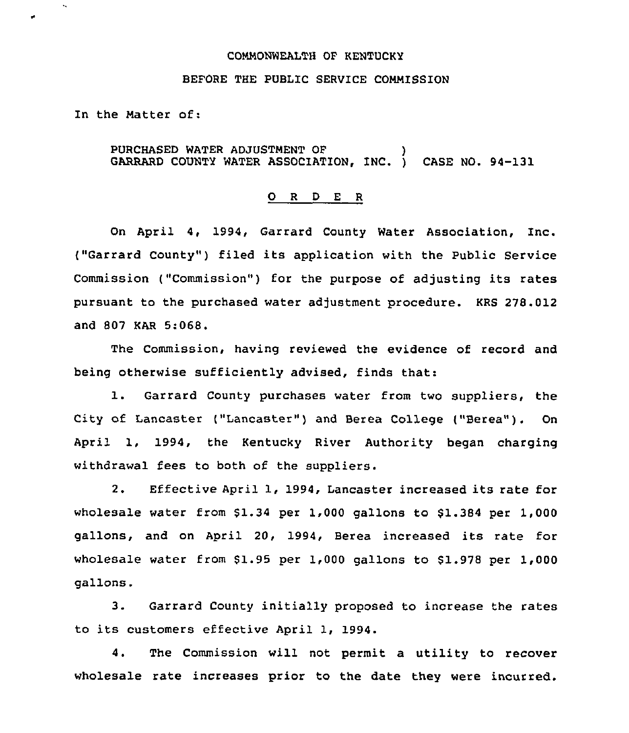COMMONWEALTH OF KENTUCKY

BEFORE THE PUBLIC SERVICE COMMISSION

In the Matter of:

PURCHASED WATER ADJUSTMENT OF GARRARD COUNTY WATER ASSOCIATION, INC. ) CASE NO. 94-131

# O R D E R

On April 4, 1994, Garrard County Water Association, Inc. ("Garrard County") filed its application with the Public Service Commission ("Commission") for the purpose of adjusting its rates pursuant to the purchased water adjustment procedure. KRS 278.012 and 807 KAR 5:068.

The Commission, having reviewed the evidence of record and being otherwise sufficiently advised, finds that:

1. Garrard County purchases water from two suppliers, the City of Lancaster ("Lancaster") and Berea College ("Berea"). On April 1, 1994, the Kentucky River Authority began charging withdrawal fees to both of the suppliers.

2. Effective April 1, 1994, Lancaster increased its rate for wholesale water from $1.34 per 1,000 gallons to $1.384 per 1,000 gallons, and on April 20, 1994, Berea increased its rate for wholesale water from $1.95 per 1,000 gallons to $1.978 per 1,000 gallons.

3. Garrard County initially proposed to increase the rates to its customers effective April 1, 1994.

4. The Commission will not permit a utility to recover wholesale rate increases prior to the date they were incurred.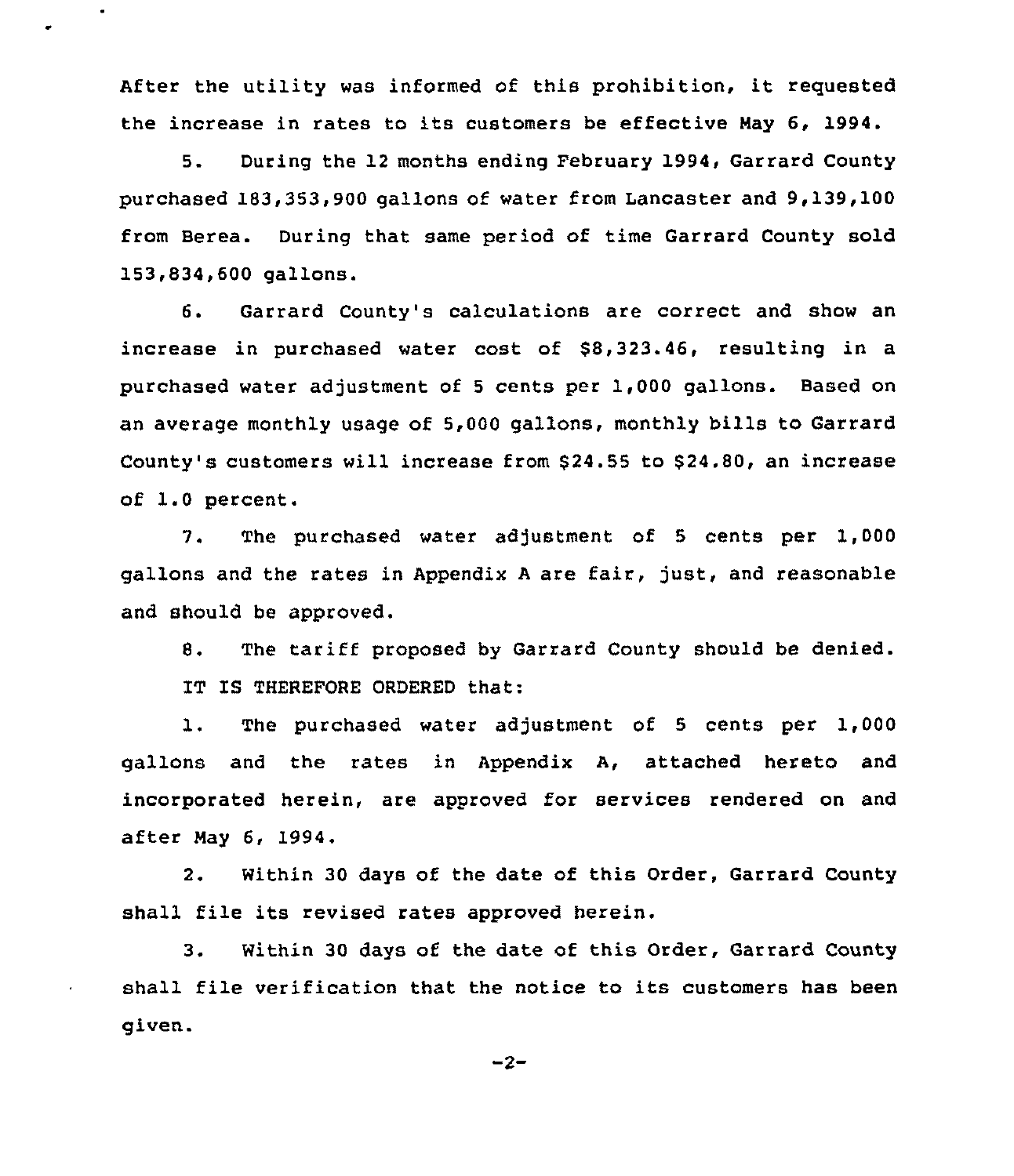After the utility was informed of this prohibition, it requested the increase in rates to its customers be effective May 6, 1994.

5. During the 12 months ending February 1994, Garrard County purchased 183,353,900 gallons of water from Lancaster and 9,139,100 from Berea. During that same period of time Garrard County sold 153,834,600 gallons.

6. Garrard County's calculations are correct and show an increase in purchased water cost of $8,323.46, resulting in a purchased water adjustment of 5 cents per 1,000 gallons. Based on an average monthly usage of 5,000 gallons, monthly bills to Garrard County's customers will increase from $24.55 to $24.80, an increase of 1.0 percent.

7. The purchased water adjustment of 5 cents per 1,000 gallons and the rates in Appendix A are fair, just, and reasonable and should be approved.

8. The tariff proposed by Garrard County should be denied.

IT IS THEREFORE ORDERED that:

1. The purchased water adjustment of 5 cents per 1,000 gallons and the rates in Appendix A, attached hereto and incorporated herein, are approved for services rendered on and after May 6, 1994.

2. Within 30 days of the date of this Order, Garrard County shall file its revised rates approved herein.

3. Within 30 days of the date of this Order, Garrard County shall file verification that the notice to its customers has been given.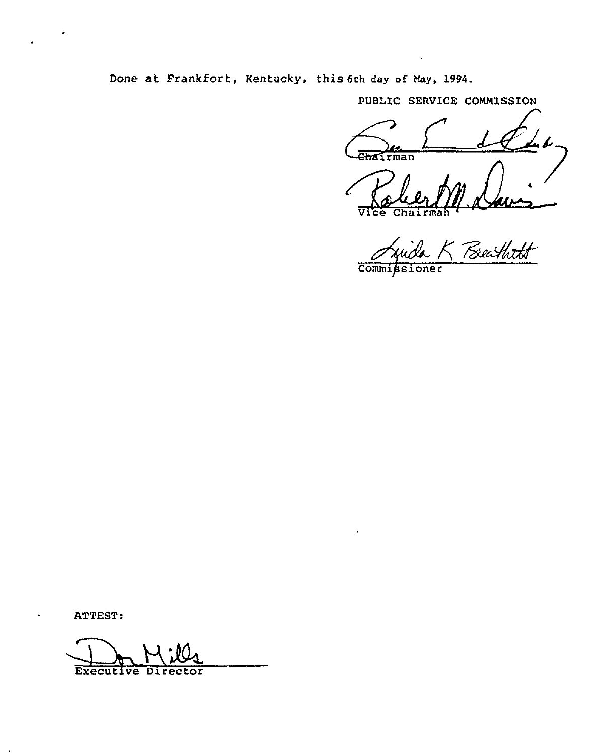Done at Frankfort, Kentucky, this 6th day of May, 1994.

PUBLIC SERVICE COMMISSION

Chairman

Vice Chairman

Commissioner

ATTEST:

Executive Director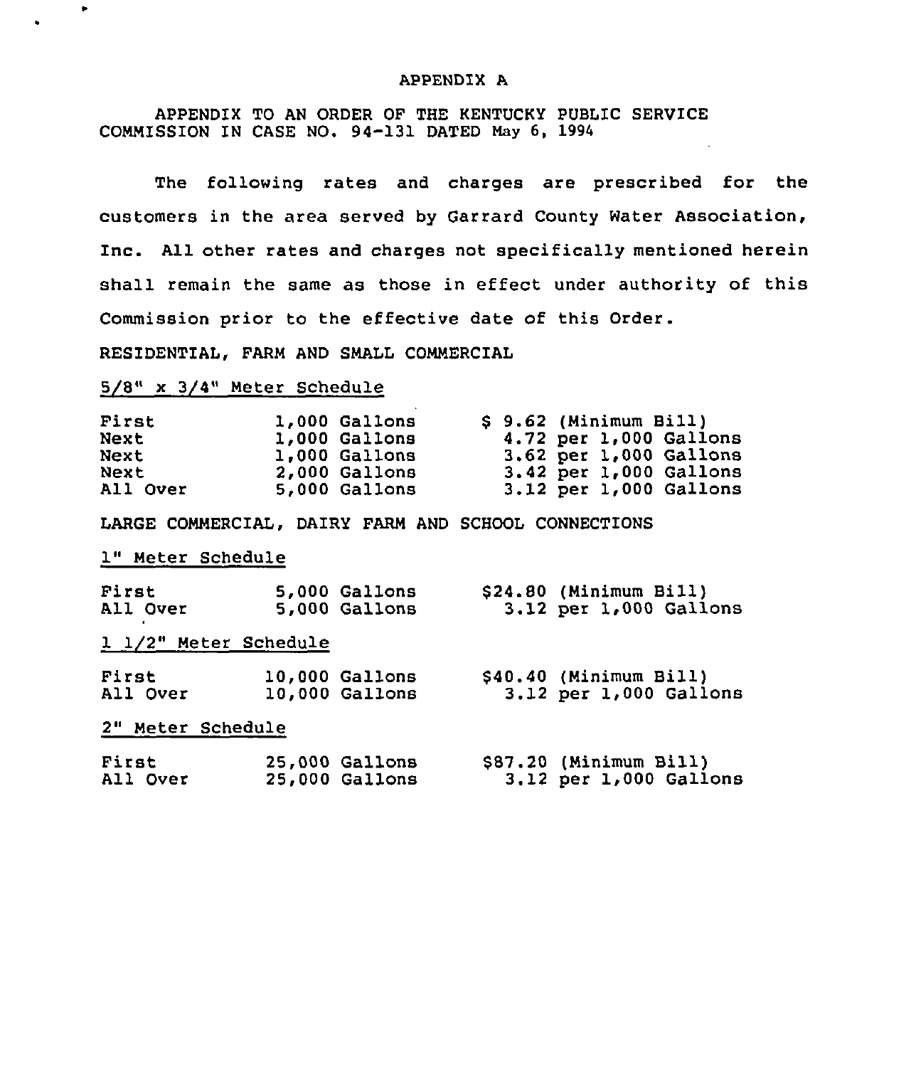# APPENDIX A

APPENDIX TO AN ORDER OF THE KENTUCKY PUBLIC SERVICE COMMISSION IN CASE NO. 94-131 DATED May 6, 1994

The following rates and charges are prescribed for the customers in the area served by Garrard County Water Association, Inc. All other rates and charges not specifically mentioned herein shall remain the same as those in effect under authority of this Commission prior to the effective date of this Order.

RESIDENTIAL, FARM AND SMALL COMMERCIAL

5/8" x 3/4" Meter Schedule

| | | |
|---|---|---|
| First | 1,000 Gallons | $ 9.62 (Minimum Bill) |
| Next | 1,000 Gallons | 4.72 per 1,000 Gallons |
| Next | 1,000 Gallons | 3.62 per 1,000 Gallons |
| Next | 2,000 Gallons | 3.42 per 1,000 Gallons |
| All Over | 5,000 Gallons | 3.12 per 1,000 Gallons |

LARGE COMMERCIAL, DAIRY FARM AND SCHOOL CONNECTIONS

1" Meter Schedule

| | | |
|---|---|---|
| First | 5,000 Gallons | $24.80 (Minimum Bill) |
| All Over | 5,000 Gallons | 3.12 per 1,000 Gallons |

1 1/2" Meter Schedule

| | | |
|---|---|---|
| First | 10,000 Gallons | $40.40 (Minimum Bill) |
| All Over | 10,000 Gallons | 3.12 per 1,000 Gallons |

2" Meter Schedule

| | | |
|---|---|---|
| First | 25,000 Gallons | $87.20 (Minimum Bill) |
| All Over | 25,000 Gallons | 3.12 per 1,000 Gallons |